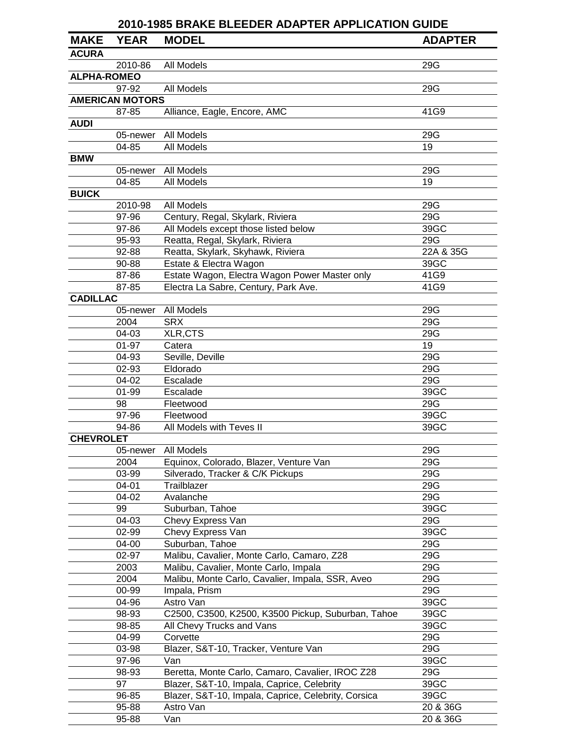# 2010-1985 BRAKE BLEEDER ADAPTER APPLICATION GUIDE

| MAKE | YEAR | MODEL | ADAPTER |
|---|---|---|---|
| **ACURA** | | | |
| | 2010-86 | All Models | 29G |
| **ALPHA-ROMEO** | | | |
| | 97-92 | All Models | 29G |
| **AMERICAN MOTORS** | | | |
| | 87-85 | Alliance, Eagle, Encore, AMC | 41G9 |
| **AUDI** | | | |
| | 05-newer | All Models | 29G |
| | 04-85 | All Models | 19 |
| **BMW** | | | |
| | 05-newer | All Models | 29G |
| | 04-85 | All Models | 19 |
| **BUICK** | | | |
| | 2010-98 | All Models | 29G |
| | 97-96 | Century, Regal, Skylark, Riviera | 29G |
| | 97-86 | All Models except those listed below | 39GC |
| | 95-93 | Reatta, Regal, Skylark, Riviera | 29G |
| | 92-88 | Reatta, Skylark, Skyhawk, Riviera | 22A & 35G |
| | 90-88 | Estate & Electra Wagon | 39GC |
| | 87-86 | Estate Wagon, Electra Wagon Power Master only | 41G9 |
| | 87-85 | Electra La Sabre, Century, Park Ave. | 41G9 |
| **CADILLAC** | | | |
| | 05-newer | All Models | 29G |
| | 2004 | SRX | 29G |
| | 04-03 | XLR,CTS | 29G |
| | 01-97 | Catera | 19 |
| | 04-93 | Seville, Deville | 29G |
| | 02-93 | Eldorado | 29G |
| | 04-02 | Escalade | 29G |
| | 01-99 | Escalade | 39GC |
| | 98 | Fleetwood | 29G |
| | 97-96 | Fleetwood | 39GC |
| | 94-86 | All Models with Teves II | 39GC |
| **CHEVROLET** | | | |
| | 05-newer | All Models | 29G |
| | 2004 | Equinox, Colorado, Blazer, Venture Van | 29G |
| | 03-99 | Silverado, Tracker & C/K Pickups | 29G |
| | 04-01 | Trailblazer | 29G |
| | 04-02 | Avalanche | 29G |
| | 99 | Suburban, Tahoe | 39GC |
| | 04-03 | Chevy Express Van | 29G |
| | 02-99 | Chevy Express Van | 39GC |
| | 04-00 | Suburban, Tahoe | 29G |
| | 02-97 | Malibu, Cavalier, Monte Carlo, Camaro, Z28 | 29G |
| | 2003 | Malibu, Cavalier, Monte Carlo, Impala | 29G |
| | 2004 | Malibu, Monte Carlo, Cavalier, Impala, SSR, Aveo | 29G |
| | 00-99 | Impala, Prism | 29G |
| | 04-96 | Astro Van | 39GC |
| | 98-93 | C2500, C3500, K2500, K3500 Pickup, Suburban, Tahoe | 39GC |
| | 98-85 | All Chevy Trucks and Vans | 39GC |
| | 04-99 | Corvette | 29G |
| | 03-98 | Blazer, S&T-10, Tracker, Venture Van | 29G |
| | 97-96 | Van | 39GC |
| | 98-93 | Beretta, Monte Carlo, Camaro, Cavalier, IROC Z28 | 29G |
| | 97 | Blazer, S&T-10, Impala, Caprice, Celebrity | 39GC |
| | 96-85 | Blazer, S&T-10, Impala, Caprice, Celebrity, Corsica | 39GC |
| | 95-88 | Astro Van | 20 & 36G |
| | 95-88 | Van | 20 & 36G |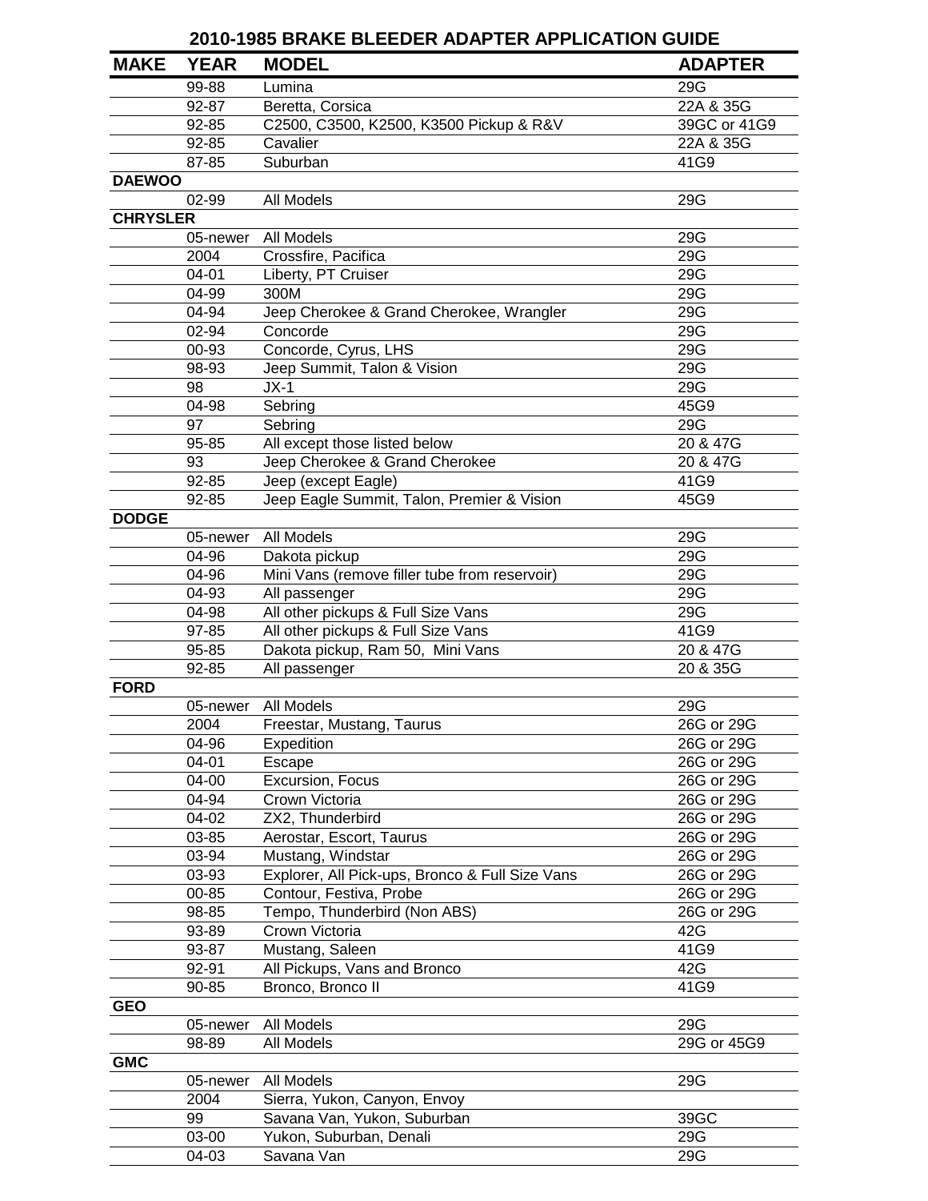## 2010-1985 BRAKE BLEEDER ADAPTER APPLICATION GUIDE

| MAKE | YEAR | MODEL | ADAPTER |
|---|---|---|---|
| | 99-88 | Lumina | 29G |
| | 92-87 | Beretta, Corsica | 22A & 35G |
| | 92-85 | C2500, C3500, K2500, K3500 Pickup & R&V | 39GC or 41G9 |
| | 92-85 | Cavalier | 22A & 35G |
| | 87-85 | Suburban | 41G9 |
| **DAEWOO** | | | |
| | 02-99 | All Models | 29G |
| **CHRYSLER** | | | |
| | 05-newer | All Models | 29G |
| | 2004 | Crossfire, Pacifica | 29G |
| | 04-01 | Liberty, PT Cruiser | 29G |
| | 04-99 | 300M | 29G |
| | 04-94 | Jeep Cherokee & Grand Cherokee, Wrangler | 29G |
| | 02-94 | Concorde | 29G |
| | 00-93 | Concorde, Cyrus, LHS | 29G |
| | 98-93 | Jeep Summit, Talon & Vision | 29G |
| | 98 | JX-1 | 29G |
| | 04-98 | Sebring | 45G9 |
| | 97 | Sebring | 29G |
| | 95-85 | All except those listed below | 20 & 47G |
| | 93 | Jeep Cherokee & Grand Cherokee | 20 & 47G |
| | 92-85 | Jeep (except Eagle) | 41G9 |
| | 92-85 | Jeep Eagle Summit, Talon, Premier & Vision | 45G9 |
| **DODGE** | | | |
| | 05-newer | All Models | 29G |
| | 04-96 | Dakota pickup | 29G |
| | 04-96 | Mini Vans (remove filler tube from reservoir) | 29G |
| | 04-93 | All passenger | 29G |
| | 04-98 | All other pickups & Full Size Vans | 29G |
| | 97-85 | All other pickups & Full Size Vans | 41G9 |
| | 95-85 | Dakota pickup, Ram 50, Mini Vans | 20 & 47G |
| | 92-85 | All passenger | 20 & 35G |
| **FORD** | | | |
| | 05-newer | All Models | 29G |
| | 2004 | Freestar, Mustang, Taurus | 26G or 29G |
| | 04-96 | Expedition | 26G or 29G |
| | 04-01 | Escape | 26G or 29G |
| | 04-00 | Excursion, Focus | 26G or 29G |
| | 04-94 | Crown Victoria | 26G or 29G |
| | 04-02 | ZX2, Thunderbird | 26G or 29G |
| | 03-85 | Aerostar, Escort, Taurus | 26G or 29G |
| | 03-94 | Mustang, Windstar | 26G or 29G |
| | 03-93 | Explorer, All Pick-ups, Bronco & Full Size Vans | 26G or 29G |
| | 00-85 | Contour, Festiva, Probe | 26G or 29G |
| | 98-85 | Tempo, Thunderbird (Non ABS) | 26G or 29G |
| | 93-89 | Crown Victoria | 42G |
| | 93-87 | Mustang, Saleen | 41G9 |
| | 92-91 | All Pickups, Vans and Bronco | 42G |
| | 90-85 | Bronco, Bronco II | 41G9 |
| **GEO** | | | |
| | 05-newer | All Models | 29G |
| | 98-89 | All Models | 29G or 45G9 |
| **GMC** | | | |
| | 05-newer | All Models | 29G |
| | 2004 | Sierra, Yukon, Canyon, Envoy | |
| | 99 | Savana Van, Yukon, Suburban | 39GC |
| | 03-00 | Yukon, Suburban, Denali | 29G |
| | 04-03 | Savana Van | 29G |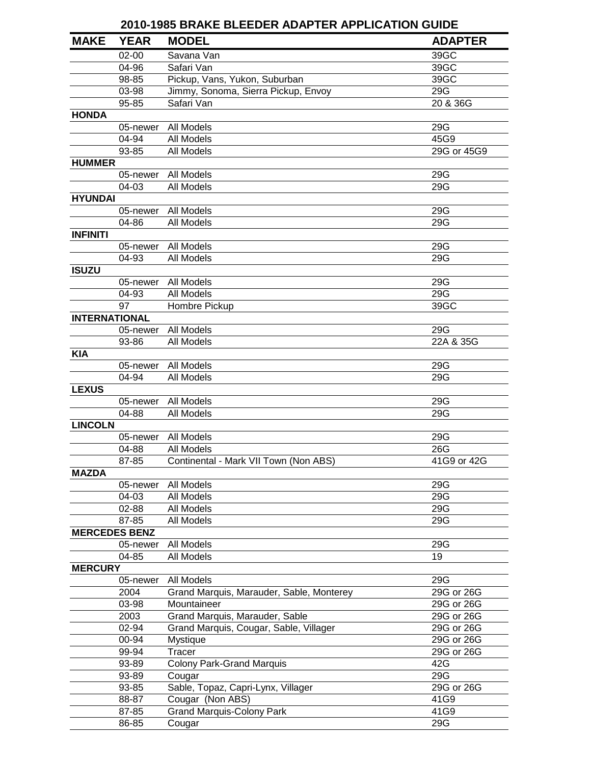## 2010-1985 BRAKE BLEEDER ADAPTER APPLICATION GUIDE

| MAKE | YEAR | MODEL | ADAPTER |
|---|---|---|---|
| | 02-00 | Savana Van | 39GC |
| | 04-96 | Safari Van | 39GC |
| | 98-85 | Pickup, Vans, Yukon, Suburban | 39GC |
| | 03-98 | Jimmy, Sonoma, Sierra Pickup, Envoy | 29G |
| | 95-85 | Safari Van | 20 & 36G |
| **HONDA** | | | |
| | 05-newer | All Models | 29G |
| | 04-94 | All Models | 45G9 |
| | 93-85 | All Models | 29G or 45G9 |
| **HUMMER** | | | |
| | 05-newer | All Models | 29G |
| | 04-03 | All Models | 29G |
| **HYUNDAI** | | | |
| | 05-newer | All Models | 29G |
| | 04-86 | All Models | 29G |
| **INFINITI** | | | |
| | 05-newer | All Models | 29G |
| | 04-93 | All Models | 29G |
| **ISUZU** | | | |
| | 05-newer | All Models | 29G |
| | 04-93 | All Models | 29G |
| | 97 | Hombre Pickup | 39GC |
| **INTERNATIONAL** | | | |
| | 05-newer | All Models | 29G |
| | 93-86 | All Models | 22A & 35G |
| **KIA** | | | |
| | 05-newer | All Models | 29G |
| | 04-94 | All Models | 29G |
| **LEXUS** | | | |
| | 05-newer | All Models | 29G |
| | 04-88 | All Models | 29G |
| **LINCOLN** | | | |
| | 05-newer | All Models | 29G |
| | 04-88 | All Models | 26G |
| | 87-85 | Continental - Mark VII Town (Non ABS) | 41G9 or 42G |
| **MAZDA** | | | |
| | 05-newer | All Models | 29G |
| | 04-03 | All Models | 29G |
| | 02-88 | All Models | 29G |
| | 87-85 | All Models | 29G |
| **MERCEDES BENZ** | | | |
| | 05-newer | All Models | 29G |
| | 04-85 | All Models | 19 |
| **MERCURY** | | | |
| | 05-newer | All Models | 29G |
| | 2004 | Grand Marquis, Marauder, Sable, Monterey | 29G or 26G |
| | 03-98 | Mountaineer | 29G or 26G |
| | 2003 | Grand Marquis, Marauder, Sable | 29G or 26G |
| | 02-94 | Grand Marquis, Cougar, Sable, Villager | 29G or 26G |
| | 00-94 | Mystique | 29G or 26G |
| | 99-94 | Tracer | 29G or 26G |
| | 93-89 | Colony Park-Grand Marquis | 42G |
| | 93-89 | Cougar | 29G |
| | 93-85 | Sable, Topaz, Capri-Lynx, Villager | 29G or 26G |
| | 88-87 | Cougar (Non ABS) | 41G9 |
| | 87-85 | Grand Marquis-Colony Park | 41G9 |
| | 86-85 | Cougar | 29G |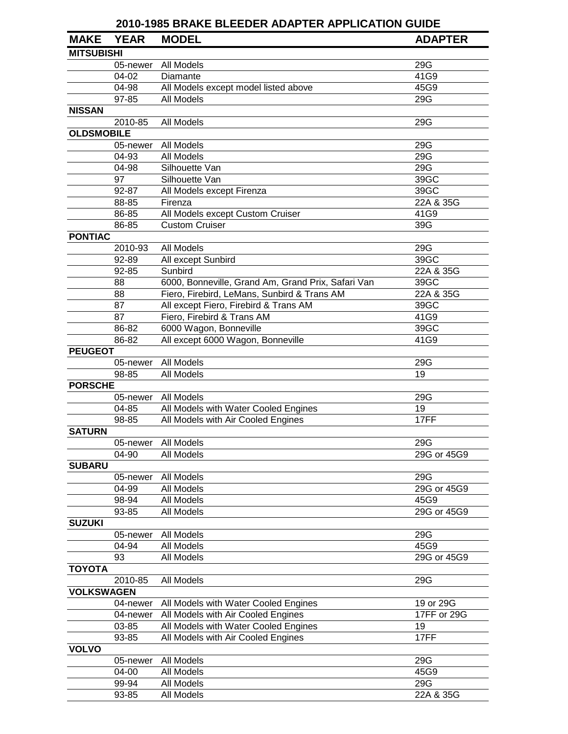## 2010-1985 BRAKE BLEEDER ADAPTER APPLICATION GUIDE

| MAKE | YEAR | MODEL | ADAPTER |
|---|---|---|---|
| **MITSUBISHI** | | | |
| | 05-newer | All Models | 29G |
| | 04-02 | Diamante | 41G9 |
| | 04-98 | All Models except model listed above | 45G9 |
| | 97-85 | All Models | 29G |
| **NISSAN** | | | |
| | 2010-85 | All Models | 29G |
| **OLDSMOBILE** | | | |
| | 05-newer | All Models | 29G |
| | 04-93 | All Models | 29G |
| | 04-98 | Silhouette Van | 29G |
| | 97 | Silhouette Van | 39GC |
| | 92-87 | All Models except Firenza | 39GC |
| | 88-85 | Firenza | 22A & 35G |
| | 86-85 | All Models except Custom Cruiser | 41G9 |
| | 86-85 | Custom Cruiser | 39G |
| **PONTIAC** | | | |
| | 2010-93 | All Models | 29G |
| | 92-89 | All except Sunbird | 39GC |
| | 92-85 | Sunbird | 22A & 35G |
| | 88 | 6000, Bonneville, Grand Am, Grand Prix, Safari Van | 39GC |
| | 88 | Fiero, Firebird, LeMans, Sunbird & Trans AM | 22A & 35G |
| | 87 | All except Fiero, Firebird & Trans AM | 39GC |
| | 87 | Fiero, Firebird & Trans AM | 41G9 |
| | 86-82 | 6000 Wagon, Bonneville | 39GC |
| | 86-82 | All except 6000 Wagon, Bonneville | 41G9 |
| **PEUGEOT** | | | |
| | 05-newer | All Models | 29G |
| | 98-85 | All Models | 19 |
| **PORSCHE** | | | |
| | 05-newer | All Models | 29G |
| | 04-85 | All Models with Water Cooled Engines | 19 |
| | 98-85 | All Models with Air Cooled Engines | 17FF |
| **SATURN** | | | |
| | 05-newer | All Models | 29G |
| | 04-90 | All Models | 29G or 45G9 |
| **SUBARU** | | | |
| | 05-newer | All Models | 29G |
| | 04-99 | All Models | 29G or 45G9 |
| | 98-94 | All Models | 45G9 |
| | 93-85 | All Models | 29G or 45G9 |
| **SUZUKI** | | | |
| | 05-newer | All Models | 29G |
| | 04-94 | All Models | 45G9 |
| | 93 | All Models | 29G or 45G9 |
| **TOYOTA** | | | |
| | 2010-85 | All Models | 29G |
| **VOLKSWAGEN** | | | |
| | 04-newer | All Models with Water Cooled Engines | 19 or 29G |
| | 04-newer | All Models with Air Cooled Engines | 17FF or 29G |
| | 03-85 | All Models with Water Cooled Engines | 19 |
| | 93-85 | All Models with Air Cooled Engines | 17FF |
| **VOLVO** | | | |
| | 05-newer | All Models | 29G |
| | 04-00 | All Models | 45G9 |
| | 99-94 | All Models | 29G |
| | 93-85 | All Models | 22A & 35G |